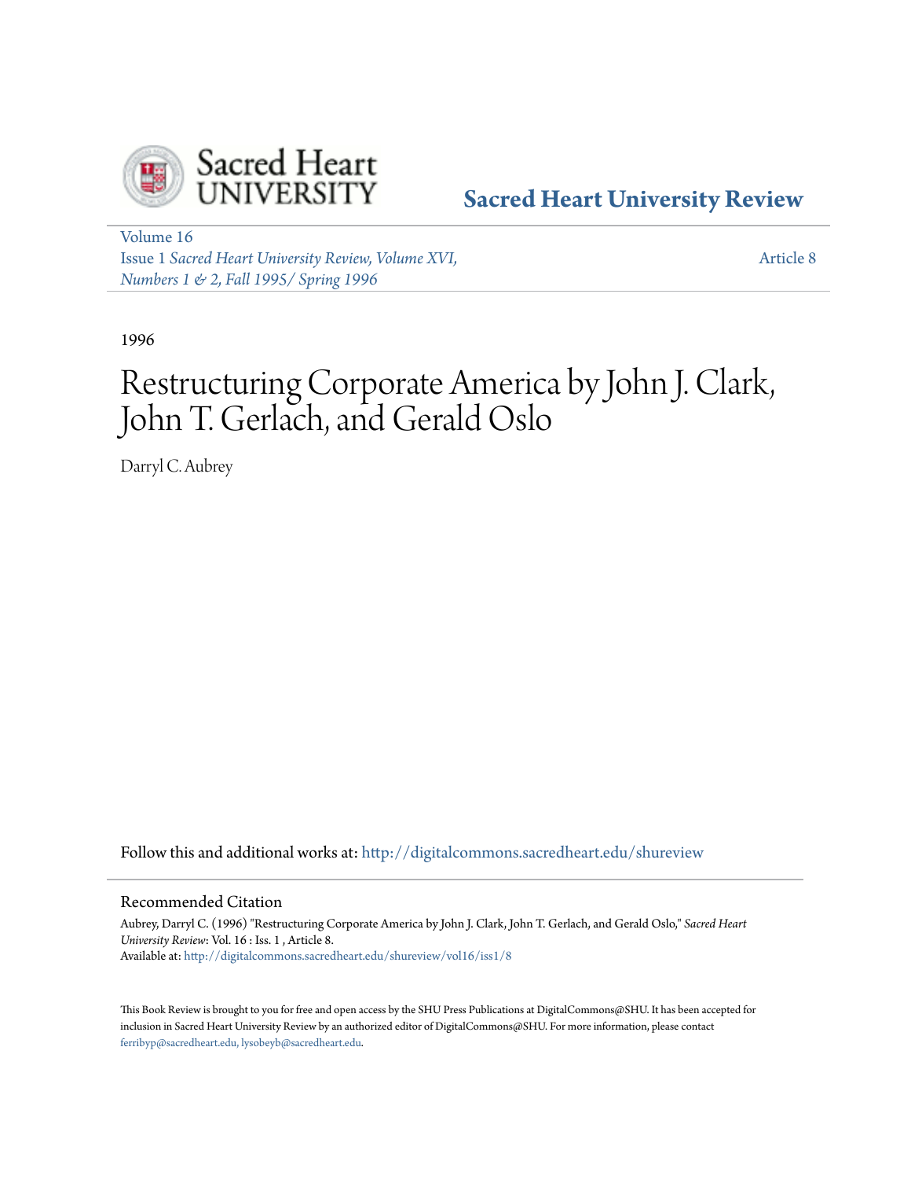Sacred Heart University

**Sacred Heart University Review**

Volume 16
Issue 1 *Sacred Heart University Review, Volume XVI, Numbers 1 & 2, Fall 1995/ Spring 1996*

Article 8

1996

# Restructuring Corporate America by John J. Clark, John T. Gerlach, and Gerald Oslo

Darryl C. Aubrey

Follow this and additional works at: http://digitalcommons.sacredheart.edu/shureview

## Recommended Citation

Aubrey, Darryl C. (1996) "Restructuring Corporate America by John J. Clark, John T. Gerlach, and Gerald Oslo," *Sacred Heart University Review*: Vol. 16 : Iss. 1 , Article 8.
Available at: http://digitalcommons.sacredheart.edu/shureview/vol16/iss1/8

This Book Review is brought to you for free and open access by the SHU Press Publications at DigitalCommons@SHU. It has been accepted for inclusion in Sacred Heart University Review by an authorized editor of DigitalCommons@SHU. For more information, please contact ferribyp@sacredheart.edu, lysobeyb@sacredheart.edu.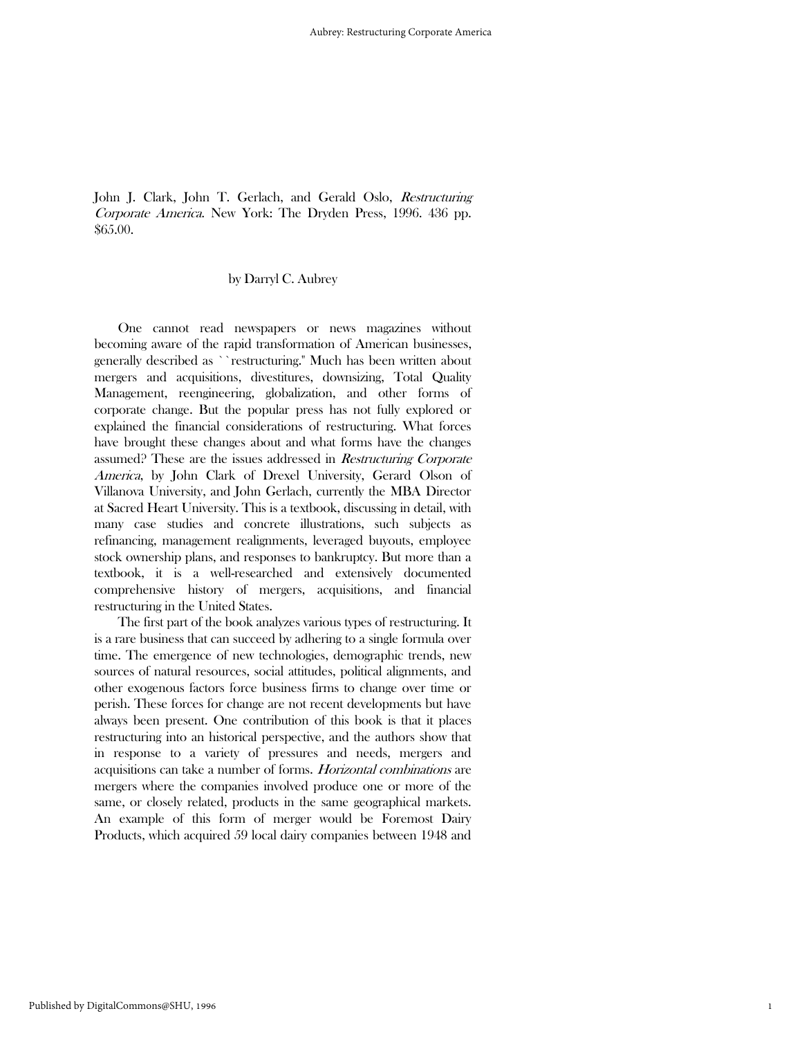John J. Clark, John T. Gerlach, and Gerald Oslo, *Restructuring Corporate America*. New York: The Dryden Press, 1996. 436 pp. $65.00.

by Darryl C. Aubrey

One cannot read newspapers or news magazines without becoming aware of the rapid transformation of American businesses, generally described as ``restructuring." Much has been written about mergers and acquisitions, divestitures, downsizing, Total Quality Management, reengineering, globalization, and other forms of corporate change. But the popular press has not fully explored or explained the financial considerations of restructuring. What forces have brought these changes about and what forms have the changes assumed? These are the issues addressed in *Restructuring Corporate America*, by John Clark of Drexel University, Gerard Olson of Villanova University, and John Gerlach, currently the MBA Director at Sacred Heart University. This is a textbook, discussing in detail, with many case studies and concrete illustrations, such subjects as refinancing, management realignments, leveraged buyouts, employee stock ownership plans, and responses to bankruptcy. But more than a textbook, it is a well-researched and extensively documented comprehensive history of mergers, acquisitions, and financial restructuring in the United States.

The first part of the book analyzes various types of restructuring. It is a rare business that can succeed by adhering to a single formula over time. The emergence of new technologies, demographic trends, new sources of natural resources, social attitudes, political alignments, and other exogenous factors force business firms to change over time or perish. These forces for change are not recent developments but have always been present. One contribution of this book is that it places restructuring into an historical perspective, and the authors show that in response to a variety of pressures and needs, mergers and acquisitions can take a number of forms. *Horizontal combinations* are mergers where the companies involved produce one or more of the same, or closely related, products in the same geographical markets. An example of this form of merger would be Foremost Dairy Products, which acquired 59 local dairy companies between 1948 and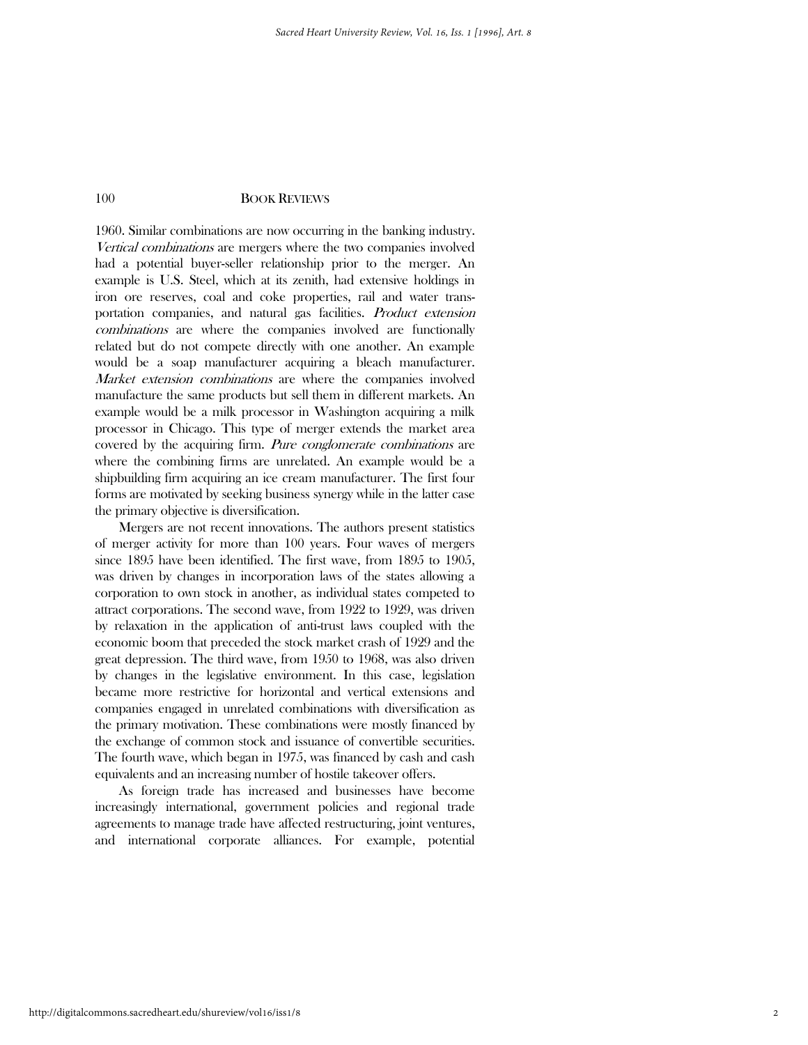1960. Similar combinations are now occurring in the banking industry. *Vertical combinations* are mergers where the two companies involved had a potential buyer-seller relationship prior to the merger. An example is U.S. Steel, which at its zenith, had extensive holdings in iron ore reserves, coal and coke properties, rail and water transportation companies, and natural gas facilities. *Product extension combinations* are where the companies involved are functionally related but do not compete directly with one another. An example would be a soap manufacturer acquiring a bleach manufacturer. *Market extension combinations* are where the companies involved manufacture the same products but sell them in different markets. An example would be a milk processor in Washington acquiring a milk processor in Chicago. This type of merger extends the market area covered by the acquiring firm. *Pure conglomerate combinations* are where the combining firms are unrelated. An example would be a shipbuilding firm acquiring an ice cream manufacturer. The first four forms are motivated by seeking business synergy while in the latter case the primary objective is diversification.

Mergers are not recent innovations. The authors present statistics of merger activity for more than 100 years. Four waves of mergers since 1895 have been identified. The first wave, from 1895 to 1905, was driven by changes in incorporation laws of the states allowing a corporation to own stock in another, as individual states competed to attract corporations. The second wave, from 1922 to 1929, was driven by relaxation in the application of anti-trust laws coupled with the economic boom that preceded the stock market crash of 1929 and the great depression. The third wave, from 1950 to 1968, was also driven by changes in the legislative environment. In this case, legislation became more restrictive for horizontal and vertical extensions and companies engaged in unrelated combinations with diversification as the primary motivation. These combinations were mostly financed by the exchange of common stock and issuance of convertible securities. The fourth wave, which began in 1975, was financed by cash and cash equivalents and an increasing number of hostile takeover offers.

As foreign trade has increased and businesses have become increasingly international, government policies and regional trade agreements to manage trade have affected restructuring, joint ventures, and international corporate alliances. For example, potential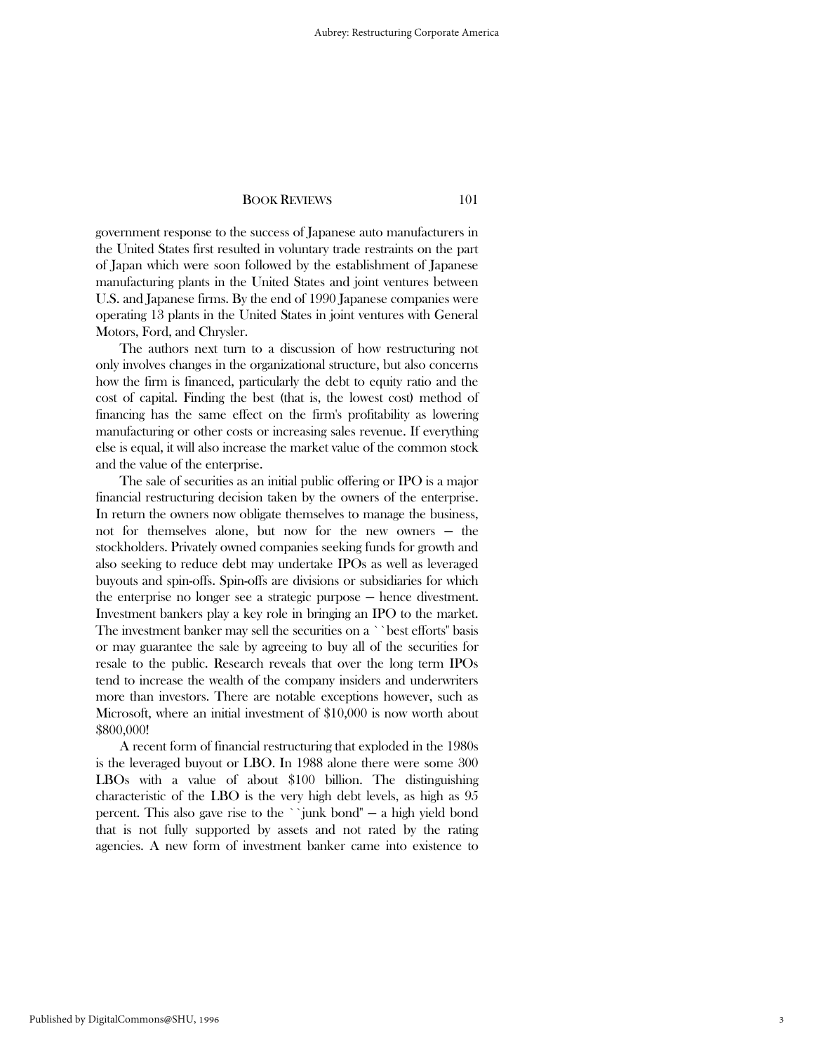government response to the success of Japanese auto manufacturers in the United States first resulted in voluntary trade restraints on the part of Japan which were soon followed by the establishment of Japanese manufacturing plants in the United States and joint ventures between U.S. and Japanese firms. By the end of 1990 Japanese companies were operating 13 plants in the United States in joint ventures with General Motors, Ford, and Chrysler.

The authors next turn to a discussion of how restructuring not only involves changes in the organizational structure, but also concerns how the firm is financed, particularly the debt to equity ratio and the cost of capital. Finding the best (that is, the lowest cost) method of financing has the same effect on the firm's profitability as lowering manufacturing or other costs or increasing sales revenue. If everything else is equal, it will also increase the market value of the common stock and the value of the enterprise.

The sale of securities as an initial public offering or IPO is a major financial restructuring decision taken by the owners of the enterprise. In return the owners now obligate themselves to manage the business, not for themselves alone, but now for the new owners — the stockholders. Privately owned companies seeking funds for growth and also seeking to reduce debt may undertake IPOs as well as leveraged buyouts and spin-offs. Spin-offs are divisions or subsidiaries for which the enterprise no longer see a strategic purpose — hence divestment. Investment bankers play a key role in bringing an IPO to the market. The investment banker may sell the securities on a ``best efforts'' basis or may guarantee the sale by agreeing to buy all of the securities for resale to the public. Research reveals that over the long term IPOs tend to increase the wealth of the company insiders and underwriters more than investors. There are notable exceptions however, such as Microsoft, where an initial investment of $10,000 is now worth about $800,000!

A recent form of financial restructuring that exploded in the 1980s is the leveraged buyout or LBO. In 1988 alone there were some 300 LBOs with a value of about $100 billion. The distinguishing characteristic of the LBO is the very high debt levels, as high as 95 percent. This also gave rise to the ``junk bond'' — a high yield bond that is not fully supported by assets and not rated by the rating agencies. A new form of investment banker came into existence to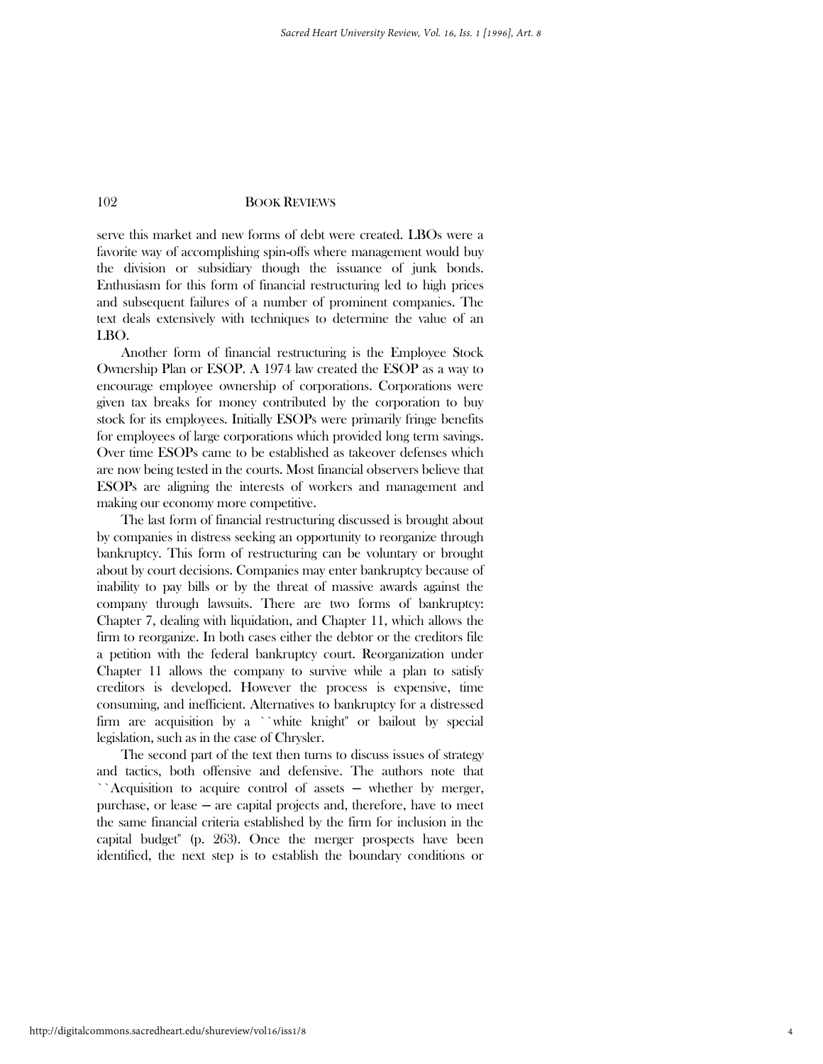serve this market and new forms of debt were created. LBOs were a favorite way of accomplishing spin-offs where management would buy the division or subsidiary though the issuance of junk bonds. Enthusiasm for this form of financial restructuring led to high prices and subsequent failures of a number of prominent companies. The text deals extensively with techniques to determine the value of an LBO.

Another form of financial restructuring is the Employee Stock Ownership Plan or ESOP. A 1974 law created the ESOP as a way to encourage employee ownership of corporations. Corporations were given tax breaks for money contributed by the corporation to buy stock for its employees. Initially ESOPs were primarily fringe benefits for employees of large corporations which provided long term savings. Over time ESOPs came to be established as takeover defenses which are now being tested in the courts. Most financial observers believe that ESOPs are aligning the interests of workers and management and making our economy more competitive.

The last form of financial restructuring discussed is brought about by companies in distress seeking an opportunity to reorganize through bankruptcy. This form of restructuring can be voluntary or brought about by court decisions. Companies may enter bankruptcy because of inability to pay bills or by the threat of massive awards against the company through lawsuits. There are two forms of bankruptcy: Chapter 7, dealing with liquidation, and Chapter 11, which allows the firm to reorganize. In both cases either the debtor or the creditors file a petition with the federal bankruptcy court. Reorganization under Chapter 11 allows the company to survive while a plan to satisfy creditors is developed. However the process is expensive, time consuming, and inefficient. Alternatives to bankruptcy for a distressed firm are acquisition by a ``white knight'' or bailout by special legislation, such as in the case of Chrysler.

The second part of the text then turns to discuss issues of strategy and tactics, both offensive and defensive. The authors note that ``Acquisition to acquire control of assets — whether by merger, purchase, or lease — are capital projects and, therefore, have to meet the same financial criteria established by the firm for inclusion in the capital budget'' (p. 263). Once the merger prospects have been identified, the next step is to establish the boundary conditions or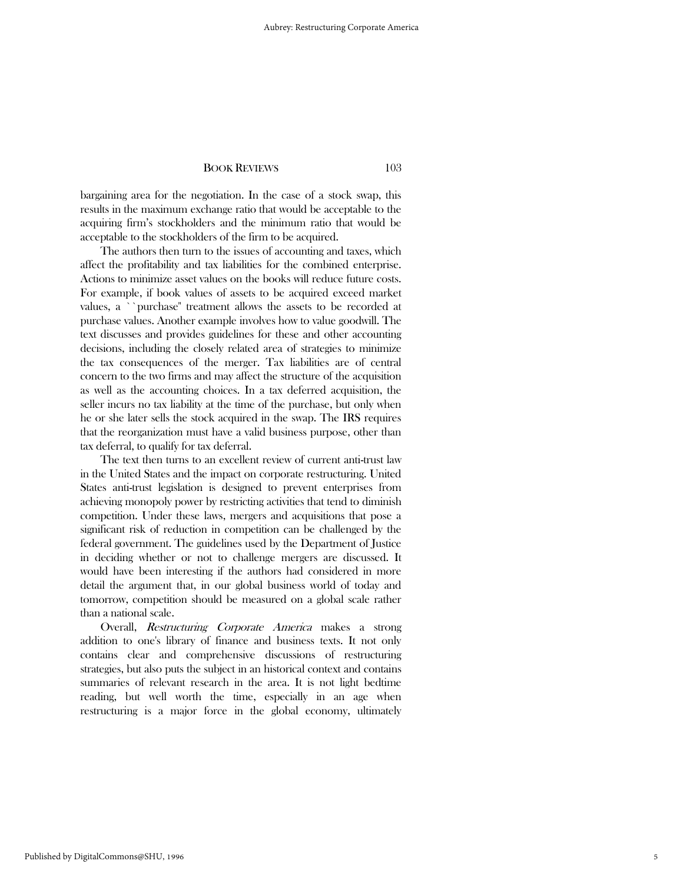bargaining area for the negotiation. In the case of a stock swap, this results in the maximum exchange ratio that would be acceptable to the acquiring firm's stockholders and the minimum ratio that would be acceptable to the stockholders of the firm to be acquired.

The authors then turn to the issues of accounting and taxes, which affect the profitability and tax liabilities for the combined enterprise. Actions to minimize asset values on the books will reduce future costs. For example, if book values of assets to be acquired exceed market values, a ``purchase'' treatment allows the assets to be recorded at purchase values. Another example involves how to value goodwill. The text discusses and provides guidelines for these and other accounting decisions, including the closely related area of strategies to minimize the tax consequences of the merger. Tax liabilities are of central concern to the two firms and may affect the structure of the acquisition as well as the accounting choices. In a tax deferred acquisition, the seller incurs no tax liability at the time of the purchase, but only when he or she later sells the stock acquired in the swap. The IRS requires that the reorganization must have a valid business purpose, other than tax deferral, to qualify for tax deferral.

The text then turns to an excellent review of current anti-trust law in the United States and the impact on corporate restructuring. United States anti-trust legislation is designed to prevent enterprises from achieving monopoly power by restricting activities that tend to diminish competition. Under these laws, mergers and acquisitions that pose a significant risk of reduction in competition can be challenged by the federal government. The guidelines used by the Department of Justice in deciding whether or not to challenge mergers are discussed. It would have been interesting if the authors had considered in more detail the argument that, in our global business world of today and tomorrow, competition should be measured on a global scale rather than a national scale.

Overall, *Restructuring Corporate America* makes a strong addition to one's library of finance and business texts. It not only contains clear and comprehensive discussions of restructuring strategies, but also puts the subject in an historical context and contains summaries of relevant research in the area. It is not light bedtime reading, but well worth the time, especially in an age when restructuring is a major force in the global economy, ultimately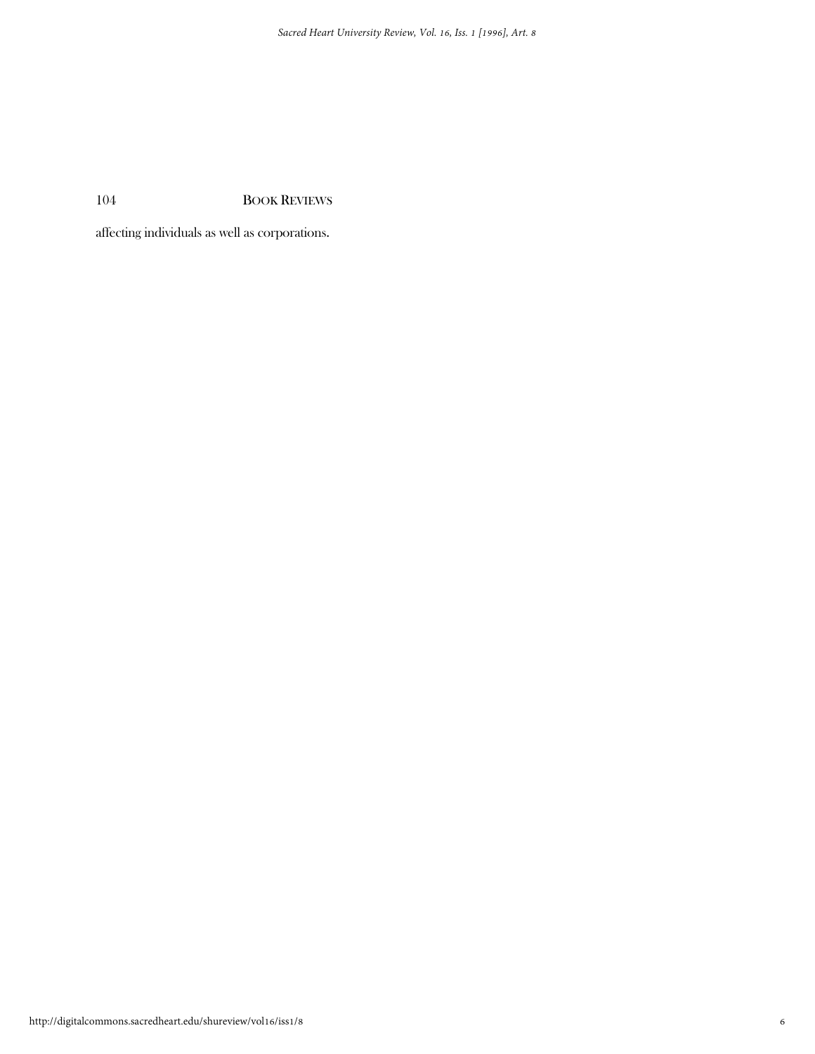affecting individuals as well as corporations.